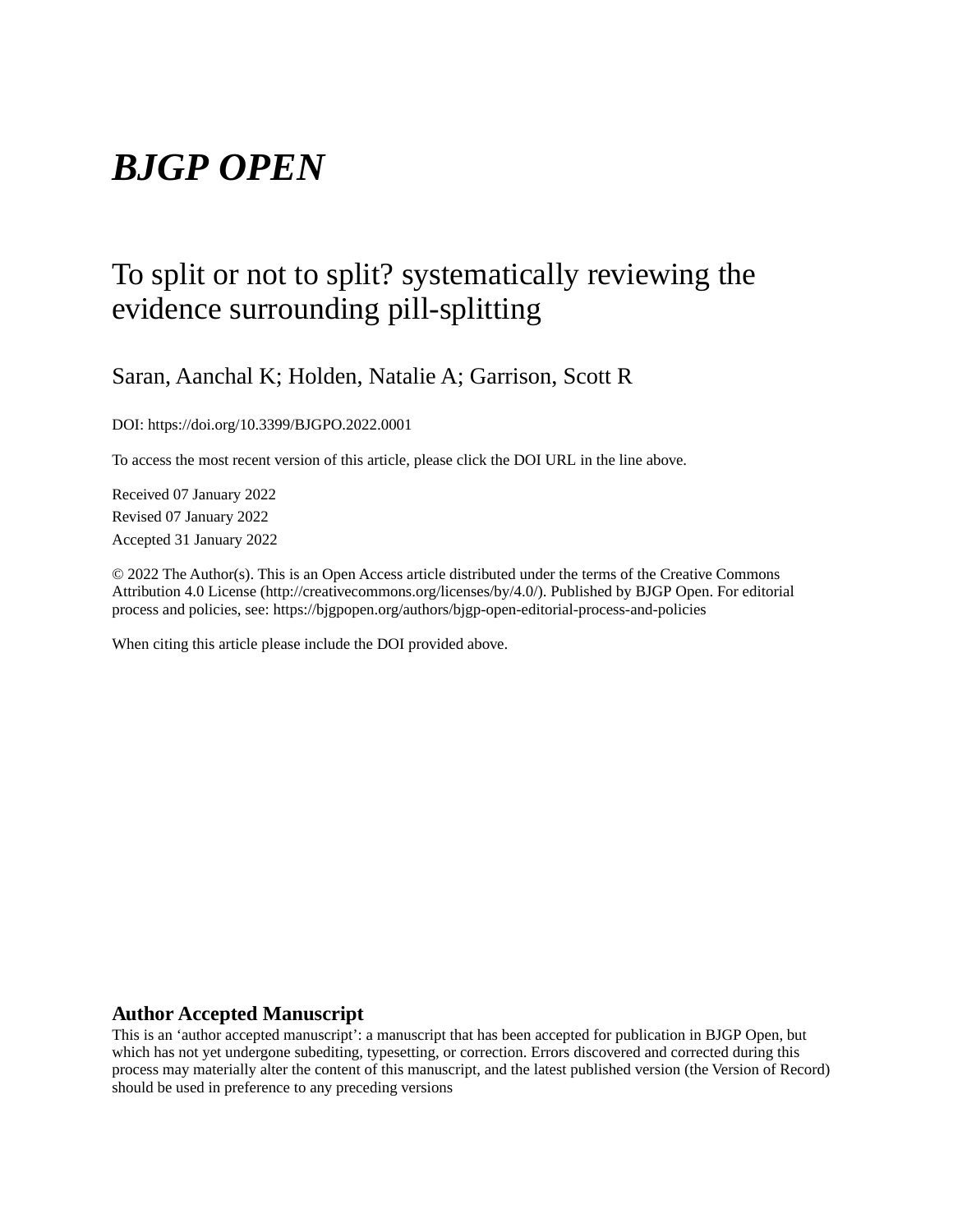# *BJGP OPEN*

## To split or not to split? systematically reviewing the evidence surrounding pill-splitting

Saran, Aanchal K; Holden, Natalie A; Garrison, Scott R

DOI: https://doi.org/10.3399/BJGPO.2022.0001

To access the most recent version of this article, please click the DOI URL in the line above.

Received 07 January 2022

Revised 07 January 2022

Accepted 31 January 2022

© 2022 The Author(s). This is an Open Access article distributed under the terms of the Creative Commons Attribution 4.0 License (http://creativecommons.org/licenses/by/4.0/). Published by BJGP Open. For editorial process and policies, see: https://bjgpopen.org/authors/bjgp-open-editorial-process-and-policies

When citing this article please include the DOI provided above.

**Author Accepted Manuscript**

This is an 'author accepted manuscript': a manuscript that has been accepted for publication in BJGP Open, but which has not yet undergone subediting, typesetting, or correction. Errors discovered and corrected during this process may materially alter the content of this manuscript, and the latest published version (the Version of Record) should be used in preference to any preceding versions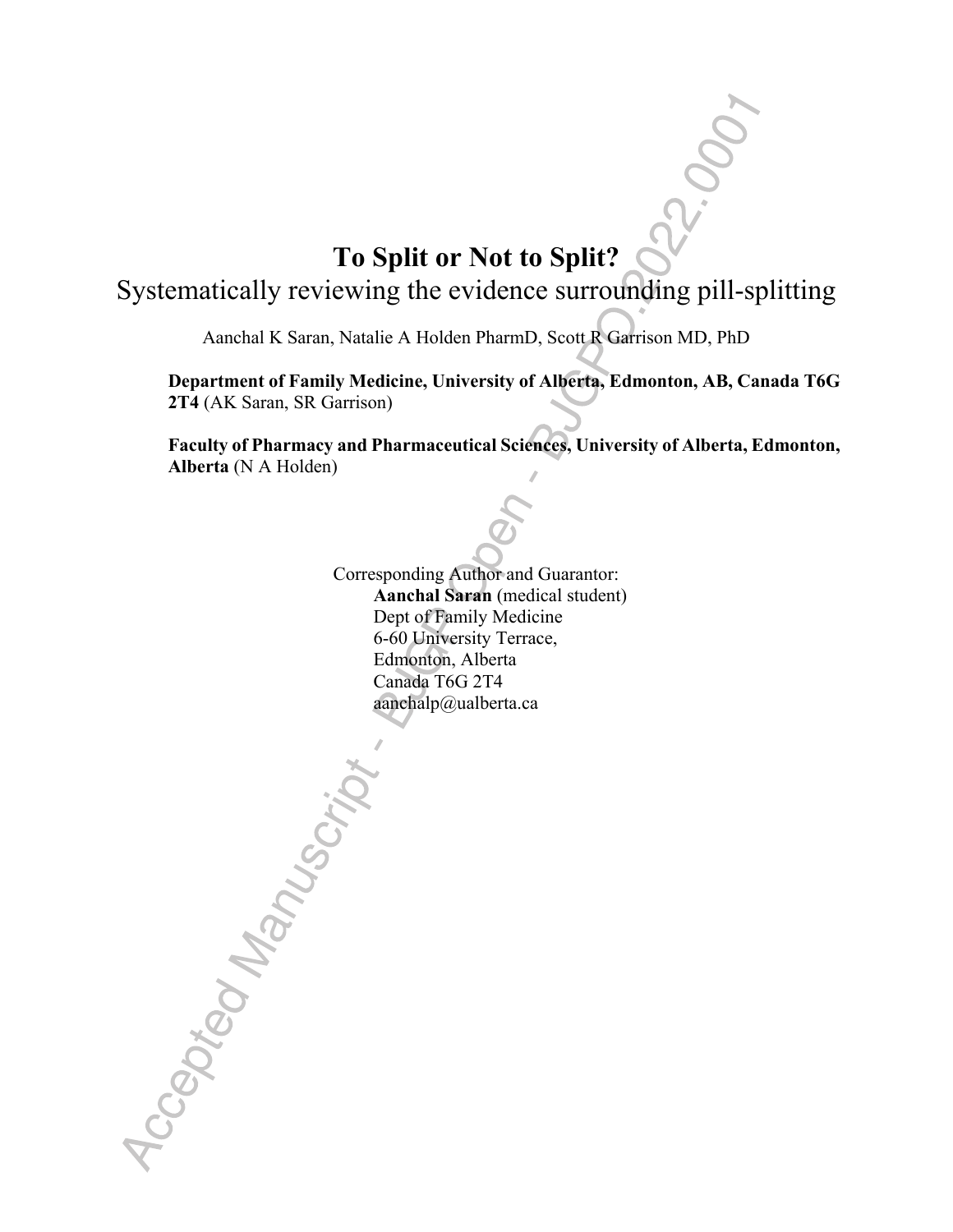# To Split or Not to Split?

## Systematically reviewing the evidence surrounding pill-splitting

Aanchal K Saran, Natalie A Holden PharmD, Scott R Garrison MD, PhD

**Department of Family Medicine, University of Alberta, Edmonton, AB, Canada T6G 2T4** (AK Saran, SR Garrison)

**Faculty of Pharmacy and Pharmaceutical Sciences, University of Alberta, Edmonton, Alberta** (N A Holden)

Corresponding Author and Guarantor:
**Aanchal Saran** (medical student)
Dept of Family Medicine
6-60 University Terrace,
Edmonton, Alberta
Canada T6G 2T4
aanchalp@ualberta.ca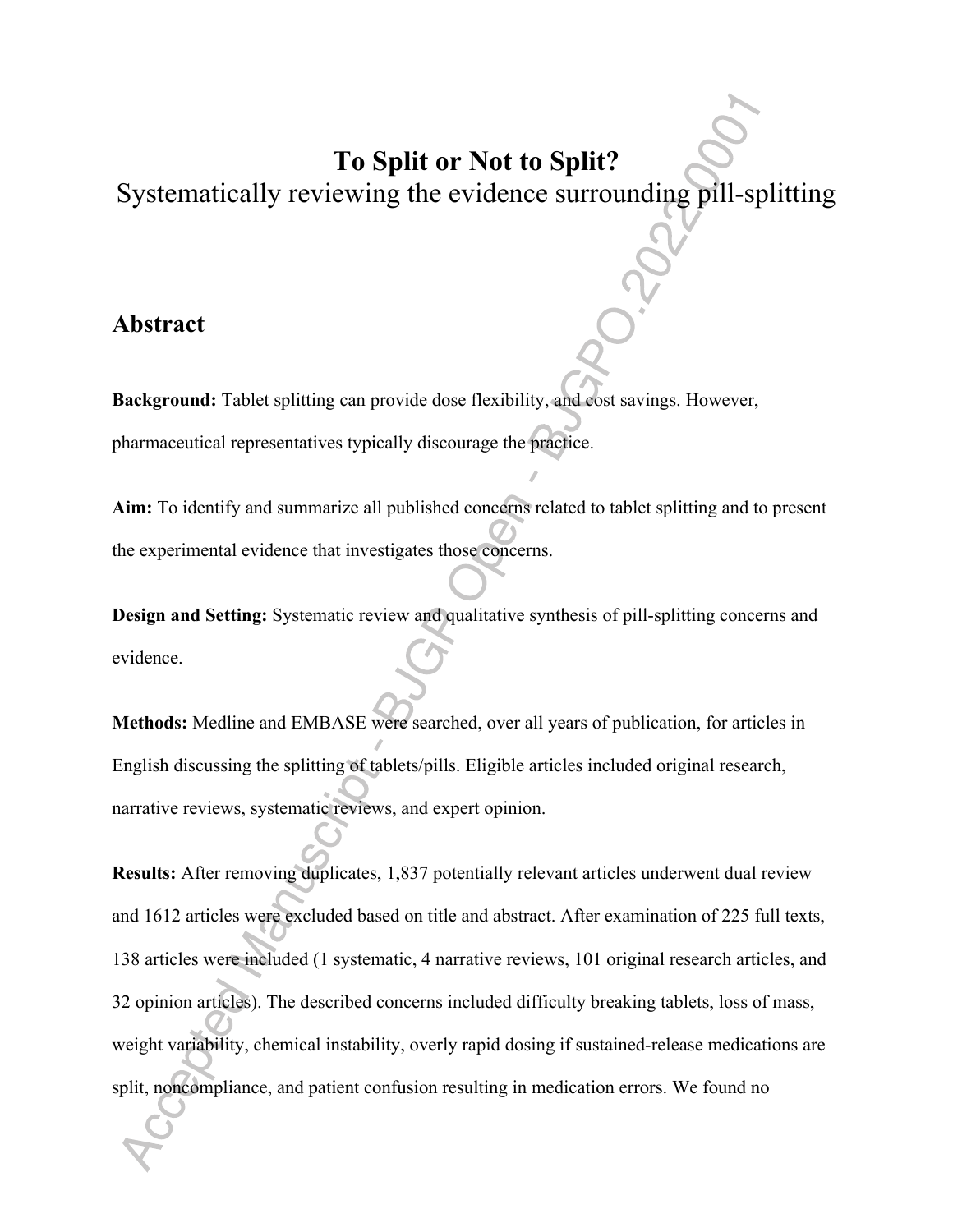# To Split or Not to Split?

Systematically reviewing the evidence surrounding pill-splitting

## Abstract

**Background:** Tablet splitting can provide dose flexibility, and cost savings. However, pharmaceutical representatives typically discourage the practice.

**Aim:** To identify and summarize all published concerns related to tablet splitting and to present the experimental evidence that investigates those concerns.

**Design and Setting:** Systematic review and qualitative synthesis of pill-splitting concerns and evidence.

**Methods:** Medline and EMBASE were searched, over all years of publication, for articles in English discussing the splitting of tablets/pills. Eligible articles included original research, narrative reviews, systematic reviews, and expert opinion.

**Results:** After removing duplicates, 1,837 potentially relevant articles underwent dual review and 1612 articles were excluded based on title and abstract. After examination of 225 full texts, 138 articles were included (1 systematic, 4 narrative reviews, 101 original research articles, and 32 opinion articles). The described concerns included difficulty breaking tablets, loss of mass, weight variability, chemical instability, overly rapid dosing if sustained-release medications are split, noncompliance, and patient confusion resulting in medication errors. We found no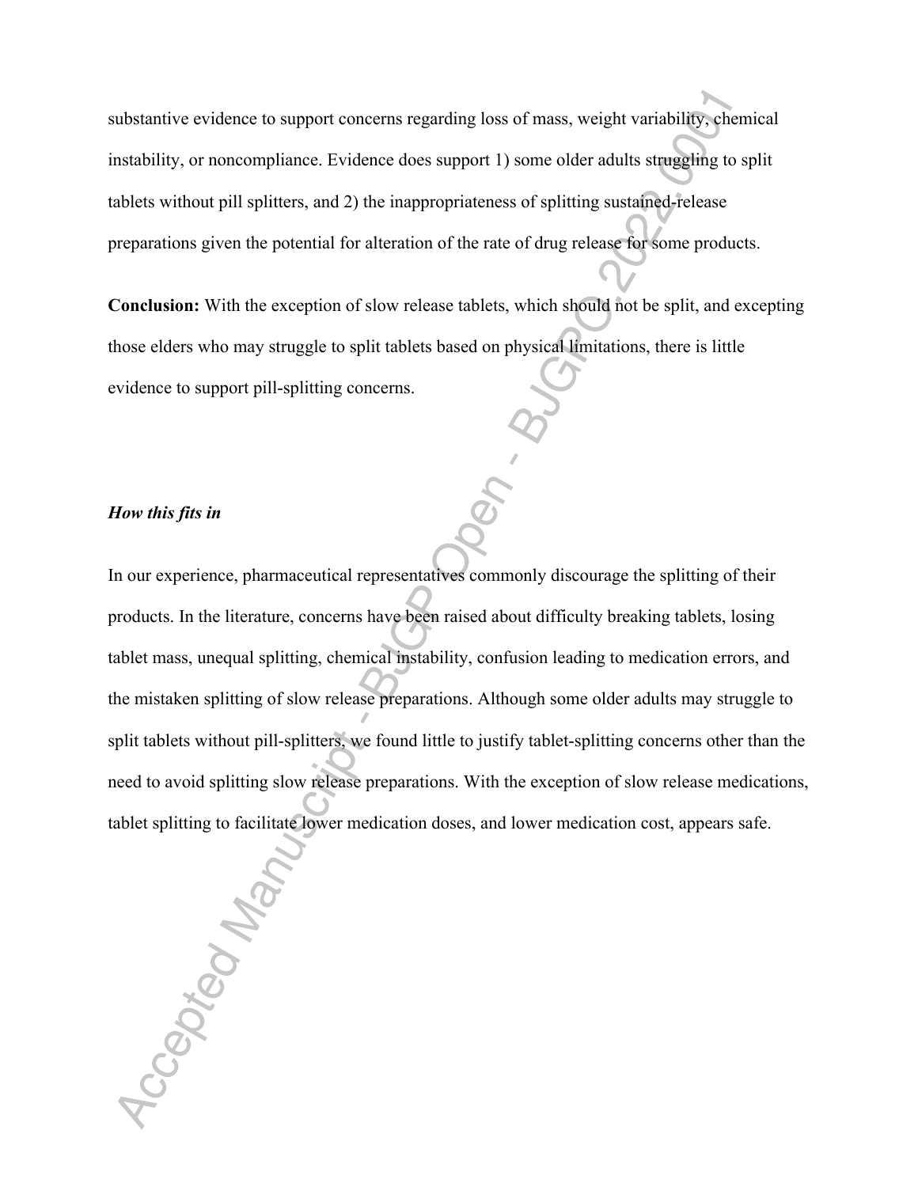substantive evidence to support concerns regarding loss of mass, weight variability, chemical instability, or noncompliance. Evidence does support 1) some older adults struggling to split tablets without pill splitters, and 2) the inappropriateness of splitting sustained-release preparations given the potential for alteration of the rate of drug release for some products.

**Conclusion:** With the exception of slow release tablets, which should not be split, and excepting those elders who may struggle to split tablets based on physical limitations, there is little evidence to support pill-splitting concerns.

***How this fits in***

In our experience, pharmaceutical representatives commonly discourage the splitting of their products. In the literature, concerns have been raised about difficulty breaking tablets, losing tablet mass, unequal splitting, chemical instability, confusion leading to medication errors, and the mistaken splitting of slow release preparations. Although some older adults may struggle to split tablets without pill-splitters, we found little to justify tablet-splitting concerns other than the need to avoid splitting slow release preparations. With the exception of slow release medications, tablet splitting to facilitate lower medication doses, and lower medication cost, appears safe.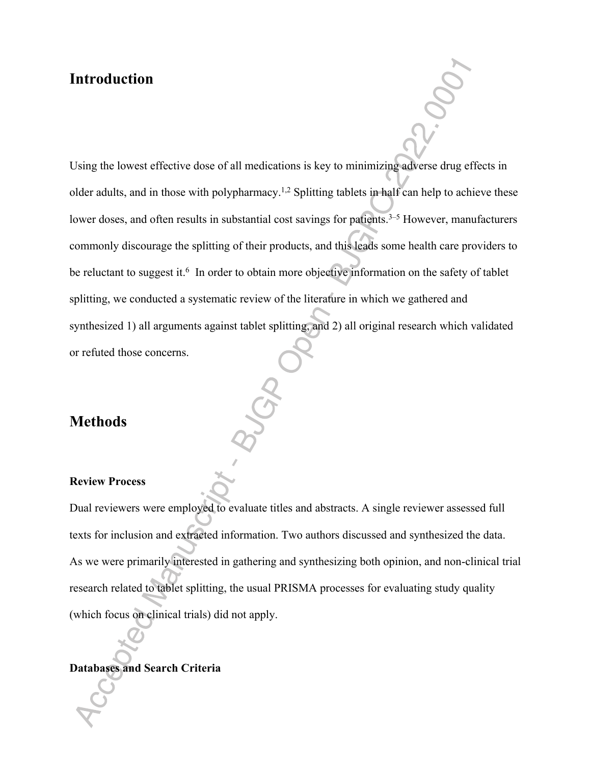## Introduction

Using the lowest effective dose of all medications is key to minimizing adverse drug effects in older adults, and in those with polypharmacy.[1,2] Splitting tablets in half can help to achieve these lower doses, and often results in substantial cost savings for patients.[3–5] However, manufacturers commonly discourage the splitting of their products, and this leads some health care providers to be reluctant to suggest it.[6] In order to obtain more objective information on the safety of tablet splitting, we conducted a systematic review of the literature in which we gathered and synthesized 1) all arguments against tablet splitting, and 2) all original research which validated or refuted those concerns.

## Methods

### Review Process

Dual reviewers were employed to evaluate titles and abstracts. A single reviewer assessed full texts for inclusion and extracted information. Two authors discussed and synthesized the data. As we were primarily interested in gathering and synthesizing both opinion, and non-clinical trial research related to tablet splitting, the usual PRISMA processes for evaluating study quality (which focus on clinical trials) did not apply.

### Databases and Search Criteria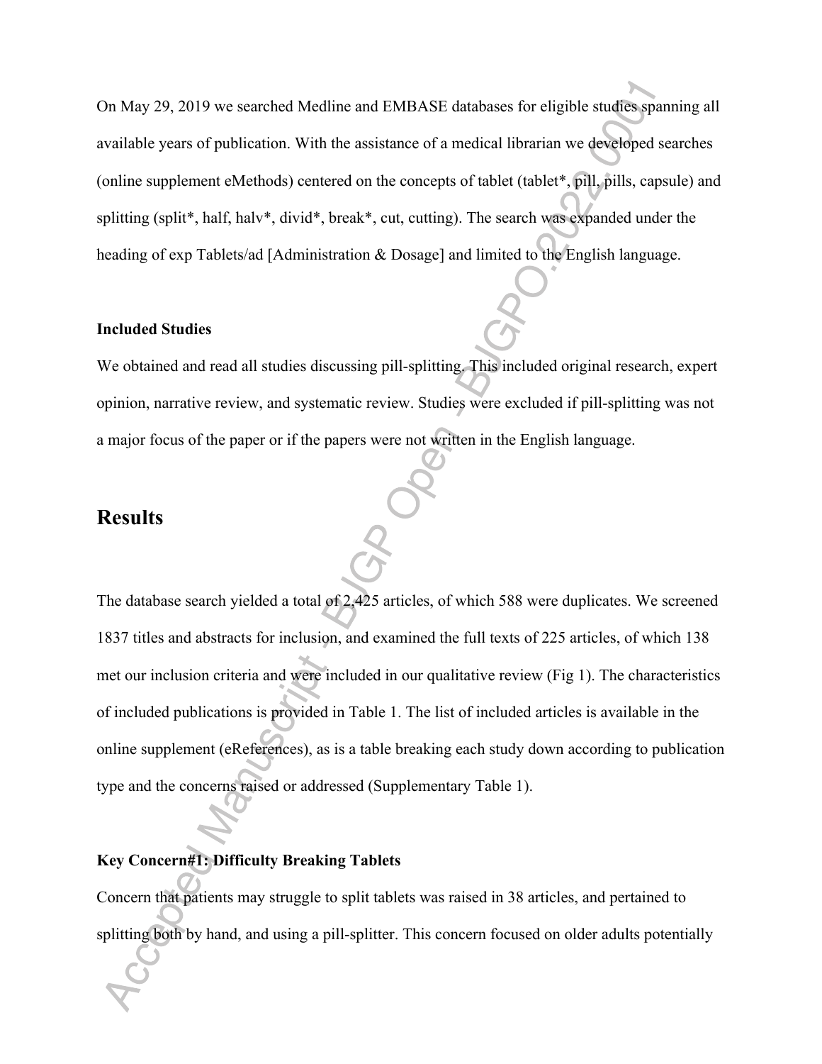On May 29, 2019 we searched Medline and EMBASE databases for eligible studies spanning all available years of publication. With the assistance of a medical librarian we developed searches (online supplement eMethods) centered on the concepts of tablet (tablet*, pill, pills, capsule) and splitting (split*, half, halv*, divid*, break*, cut, cutting). The search was expanded under the heading of exp Tablets/ad [Administration & Dosage] and limited to the English language.

**Included Studies**

We obtained and read all studies discussing pill-splitting. This included original research, expert opinion, narrative review, and systematic review. Studies were excluded if pill-splitting was not a major focus of the paper or if the papers were not written in the English language.

## Results

The database search yielded a total of 2,425 articles, of which 588 were duplicates. We screened 1837 titles and abstracts for inclusion, and examined the full texts of 225 articles, of which 138 met our inclusion criteria and were included in our qualitative review (Fig 1). The characteristics of included publications is provided in Table 1. The list of included articles is available in the online supplement (eReferences), as is a table breaking each study down according to publication type and the concerns raised or addressed (Supplementary Table 1).

**Key Concern#1: Difficulty Breaking Tablets**

Concern that patients may struggle to split tablets was raised in 38 articles, and pertained to splitting both by hand, and using a pill-splitter. This concern focused on older adults potentially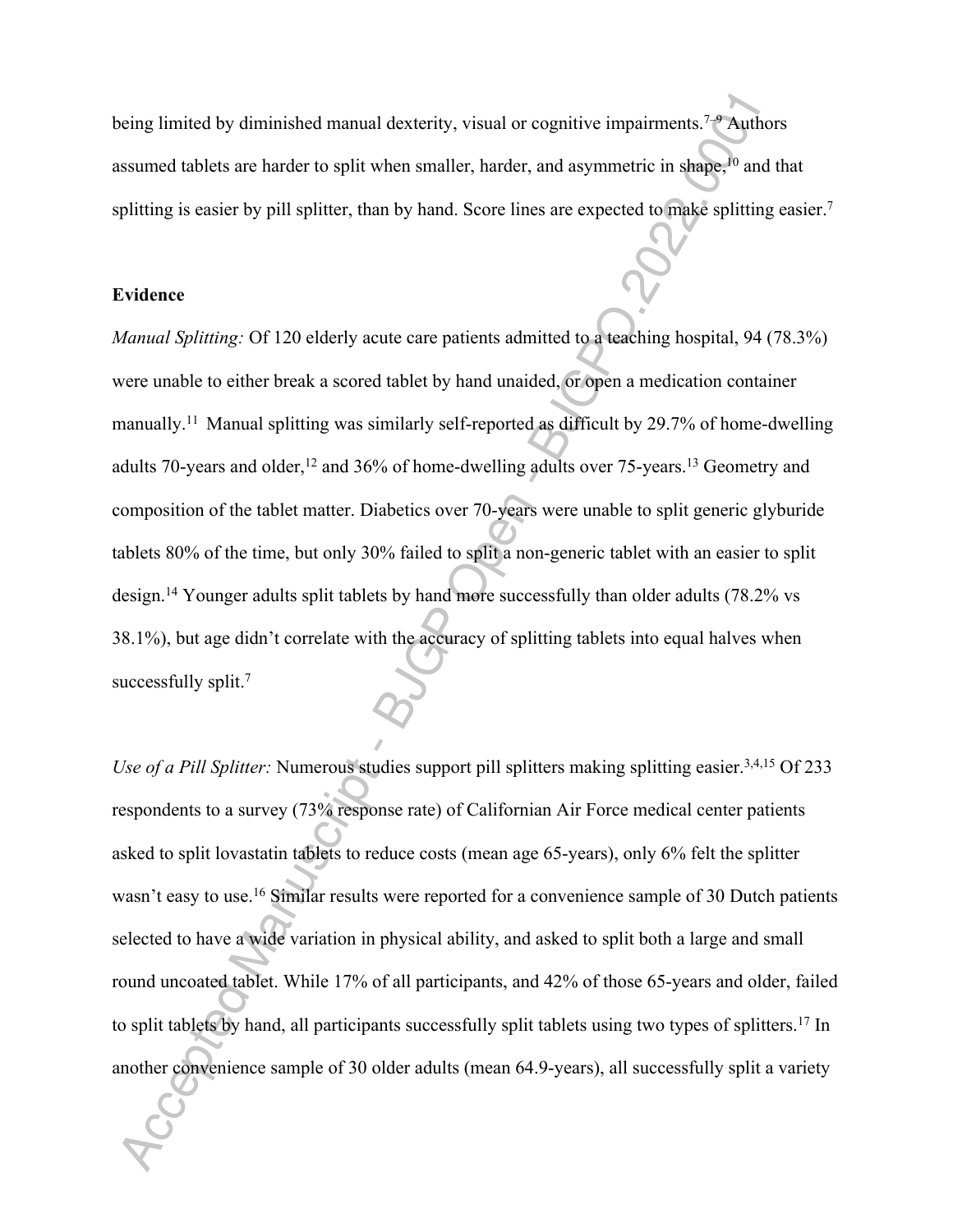being limited by diminished manual dexterity, visual or cognitive impairments.[7–9] Authors assumed tablets are harder to split when smaller, harder, and asymmetric in shape,[10] and that splitting is easier by pill splitter, than by hand. Score lines are expected to make splitting easier.[7]

**Evidence**

*Manual Splitting:* Of 120 elderly acute care patients admitted to a teaching hospital, 94 (78.3%) were unable to either break a scored tablet by hand unaided, or open a medication container manually.[11] Manual splitting was similarly self-reported as difficult by 29.7% of home-dwelling adults 70-years and older,[12] and 36% of home-dwelling adults over 75-years.[13] Geometry and composition of the tablet matter. Diabetics over 70-years were unable to split generic glyburide tablets 80% of the time, but only 30% failed to split a non-generic tablet with an easier to split design.[14] Younger adults split tablets by hand more successfully than older adults (78.2% vs 38.1%), but age didn't correlate with the accuracy of splitting tablets into equal halves when successfully split.[7]

*Use of a Pill Splitter:* Numerous studies support pill splitters making splitting easier.[3,4,15] Of 233 respondents to a survey (73% response rate) of Californian Air Force medical center patients asked to split lovastatin tablets to reduce costs (mean age 65-years), only 6% felt the splitter wasn't easy to use.[16] Similar results were reported for a convenience sample of 30 Dutch patients selected to have a wide variation in physical ability, and asked to split both a large and small round uncoated tablet. While 17% of all participants, and 42% of those 65-years and older, failed to split tablets by hand, all participants successfully split tablets using two types of splitters.[17] In another convenience sample of 30 older adults (mean 64.9-years), all successfully split a variety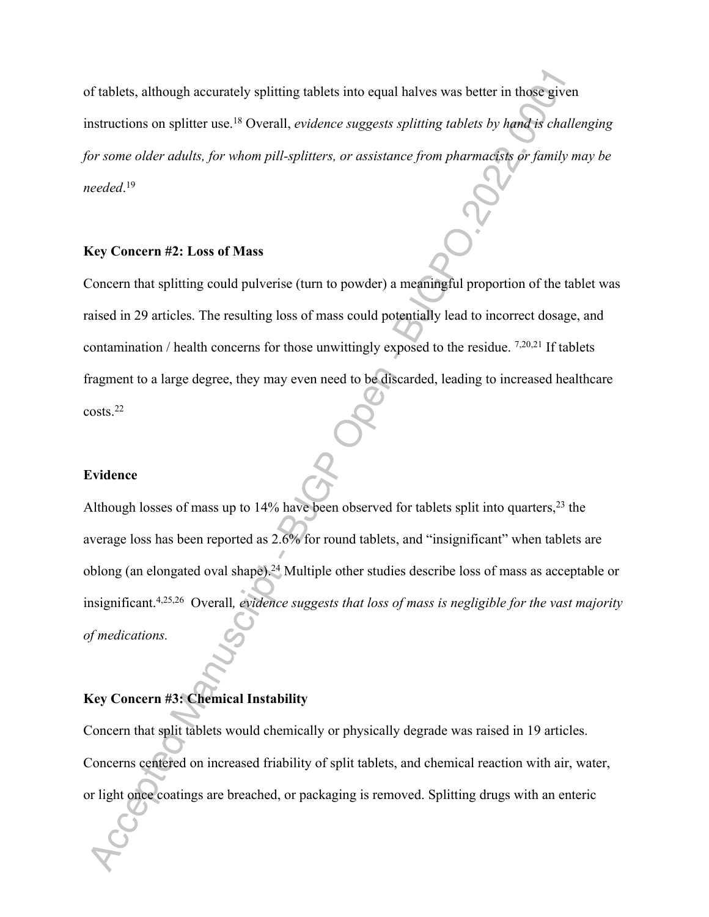of tablets, although accurately splitting tablets into equal halves was better in those given instructions on splitter use.[18] Overall, *evidence suggests splitting tablets by hand is challenging for some older adults, for whom pill-splitters, or assistance from pharmacists or family may be needed*.[19]

**Key Concern #2: Loss of Mass**

Concern that splitting could pulverise (turn to powder) a meaningful proportion of the tablet was raised in 29 articles. The resulting loss of mass could potentially lead to incorrect dosage, and contamination / health concerns for those unwittingly exposed to the residue. [7,20,21] If tablets fragment to a large degree, they may even need to be discarded, leading to increased healthcare costs.[22]

**Evidence**

Although losses of mass up to 14% have been observed for tablets split into quarters,[23] the average loss has been reported as 2.6% for round tablets, and "insignificant" when tablets are oblong (an elongated oval shape).[24] Multiple other studies describe loss of mass as acceptable or insignificant.[4,25,26] Overall, *evidence suggests that loss of mass is negligible for the vast majority of medications.*

**Key Concern #3: Chemical Instability**

Concern that split tablets would chemically or physically degrade was raised in 19 articles. Concerns centered on increased friability of split tablets, and chemical reaction with air, water, or light once coatings are breached, or packaging is removed. Splitting drugs with an enteric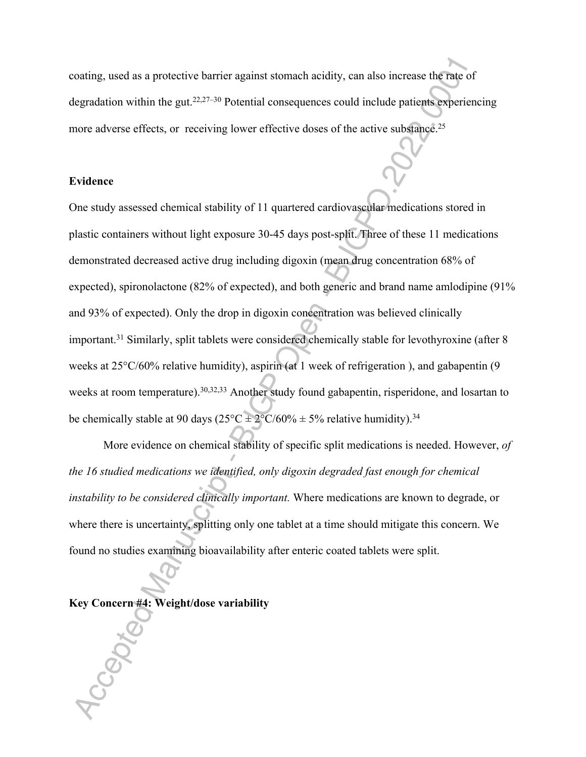coating, used as a protective barrier against stomach acidity, can also increase the rate of degradation within the gut.[22,27–30] Potential consequences could include patients experiencing more adverse effects, or receiving lower effective doses of the active substance.[25]

**Evidence**

One study assessed chemical stability of 11 quartered cardiovascular medications stored in plastic containers without light exposure 30-45 days post-split. Three of these 11 medications demonstrated decreased active drug including digoxin (mean drug concentration 68% of expected), spironolactone (82% of expected), and both generic and brand name amlodipine (91% and 93% of expected). Only the drop in digoxin concentration was believed clinically important.[31] Similarly, split tablets were considered chemically stable for levothyroxine (after 8 weeks at 25°C/60% relative humidity), aspirin (at 1 week of refrigeration ), and gabapentin (9 weeks at room temperature).[30,32,33] Another study found gabapentin, risperidone, and losartan to be chemically stable at 90 days (25°C ± 2°C/60% ± 5% relative humidity).[34]

More evidence on chemical stability of specific split medications is needed. However, *of the 16 studied medications we identified, only digoxin degraded fast enough for chemical instability to be considered clinically important.* Where medications are known to degrade, or where there is uncertainty, splitting only one tablet at a time should mitigate this concern. We found no studies examining bioavailability after enteric coated tablets were split.

**Key Concern #4: Weight/dose variability**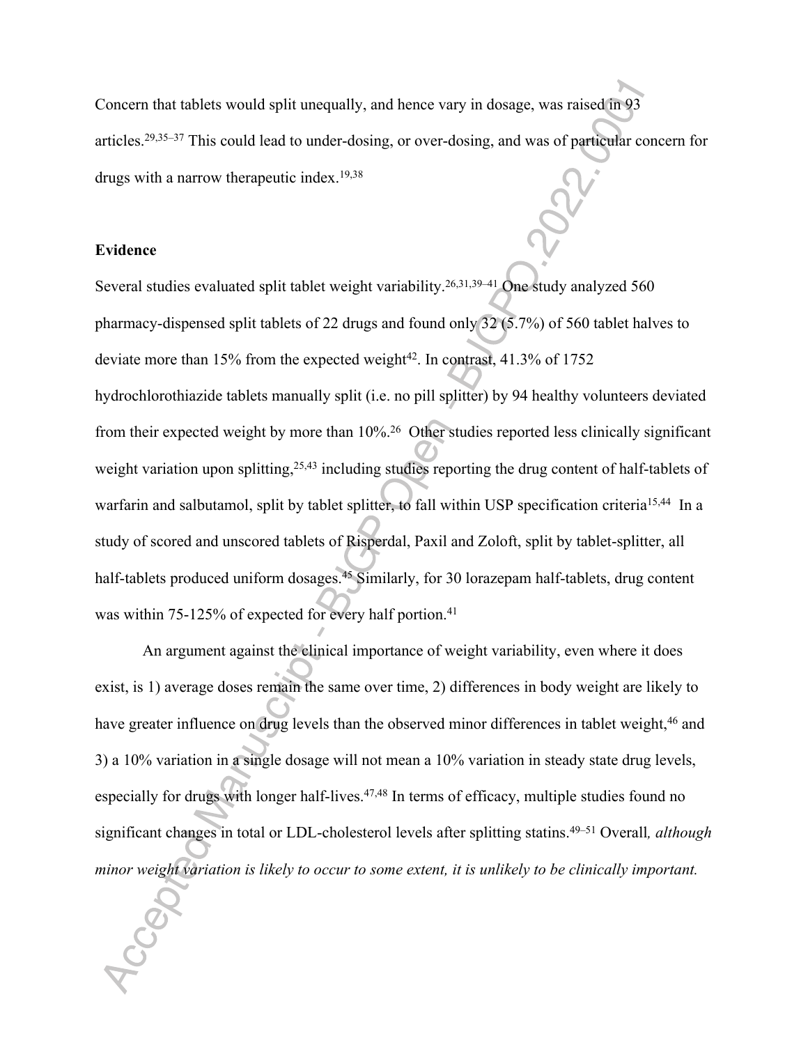Concern that tablets would split unequally, and hence vary in dosage, was raised in 93 articles.[29,35–37] This could lead to under-dosing, or over-dosing, and was of particular concern for drugs with a narrow therapeutic index.[19,38]

**Evidence**

Several studies evaluated split tablet weight variability.[26,31,39–41] One study analyzed 560 pharmacy-dispensed split tablets of 22 drugs and found only 32 (5.7%) of 560 tablet halves to deviate more than 15% from the expected weight[42]. In contrast, 41.3% of 1752 hydrochlorothiazide tablets manually split (i.e. no pill splitter) by 94 healthy volunteers deviated from their expected weight by more than 10%.[26] Other studies reported less clinically significant weight variation upon splitting,[25,43] including studies reporting the drug content of half-tablets of warfarin and salbutamol, split by tablet splitter, to fall within USP specification criteria[15,44] In a study of scored and unscored tablets of Risperdal, Paxil and Zoloft, split by tablet-splitter, all half-tablets produced uniform dosages.[45] Similarly, for 30 lorazepam half-tablets, drug content was within 75-125% of expected for every half portion.[41]

An argument against the clinical importance of weight variability, even where it does exist, is 1) average doses remain the same over time, 2) differences in body weight are likely to have greater influence on drug levels than the observed minor differences in tablet weight,[46] and 3) a 10% variation in a single dosage will not mean a 10% variation in steady state drug levels, especially for drugs with longer half-lives.[47,48] In terms of efficacy, multiple studies found no significant changes in total or LDL-cholesterol levels after splitting statins.[49–51] Overall*, although minor weight variation is likely to occur to some extent, it is unlikely to be clinically important.*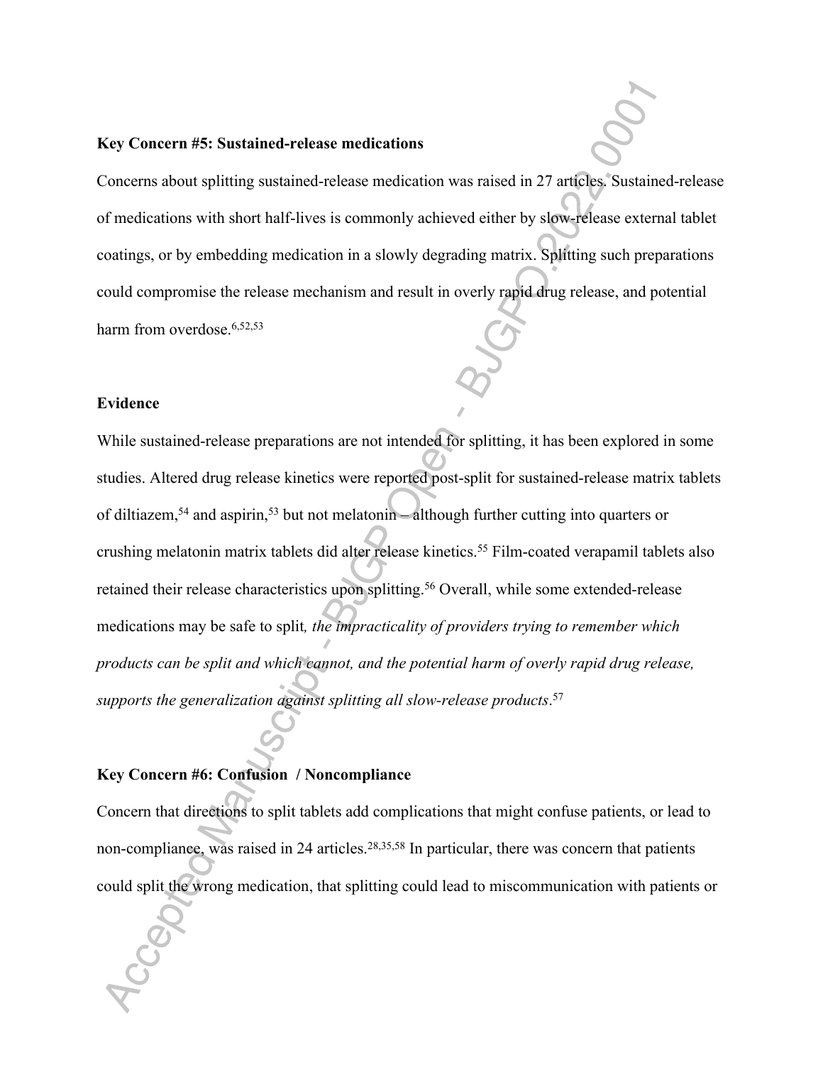**Key Concern #5: Sustained-release medications**

Concerns about splitting sustained-release medication was raised in 27 articles. Sustained-release of medications with short half-lives is commonly achieved either by slow-release external tablet coatings, or by embedding medication in a slowly degrading matrix. Splitting such preparations could compromise the release mechanism and result in overly rapid drug release, and potential harm from overdose.[6,52,53]

**Evidence**

While sustained-release preparations are not intended for splitting, it has been explored in some studies. Altered drug release kinetics were reported post-split for sustained-release matrix tablets of diltiazem,[54] and aspirin,[53] but not melatonin – although further cutting into quarters or crushing melatonin matrix tablets did alter release kinetics.[55] Film-coated verapamil tablets also retained their release characteristics upon splitting.[56] Overall, while some extended-release medications may be safe to split*, the impracticality of providers trying to remember which products can be split and which cannot, and the potential harm of overly rapid drug release, supports the generalization against splitting all slow-release products*.[57]

**Key Concern #6: Confusion / Noncompliance**

Concern that directions to split tablets add complications that might confuse patients, or lead to non-compliance, was raised in 24 articles.[28,35,58] In particular, there was concern that patients could split the wrong medication, that splitting could lead to miscommunication with patients or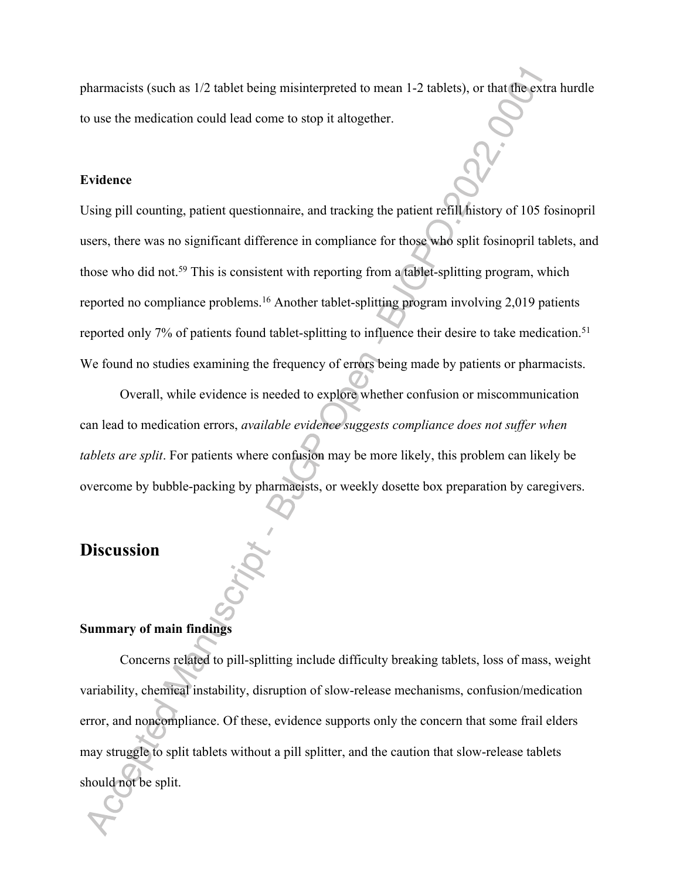pharmacists (such as 1/2 tablet being misinterpreted to mean 1-2 tablets), or that the extra hurdle to use the medication could lead come to stop it altogether.

### Evidence

Using pill counting, patient questionnaire, and tracking the patient refill history of 105 fosinopril users, there was no significant difference in compliance for those who split fosinopril tablets, and those who did not.[59] This is consistent with reporting from a tablet-splitting program, which reported no compliance problems.[16] Another tablet-splitting program involving 2,019 patients reported only 7% of patients found tablet-splitting to influence their desire to take medication.[51] We found no studies examining the frequency of errors being made by patients or pharmacists.

Overall, while evidence is needed to explore whether confusion or miscommunication can lead to medication errors, *available evidence suggests compliance does not suffer when tablets are split*. For patients where confusion may be more likely, this problem can likely be overcome by bubble-packing by pharmacists, or weekly dosette box preparation by caregivers.

## Discussion

### Summary of main findings

Concerns related to pill-splitting include difficulty breaking tablets, loss of mass, weight variability, chemical instability, disruption of slow-release mechanisms, confusion/medication error, and noncompliance. Of these, evidence supports only the concern that some frail elders may struggle to split tablets without a pill splitter, and the caution that slow-release tablets should not be split.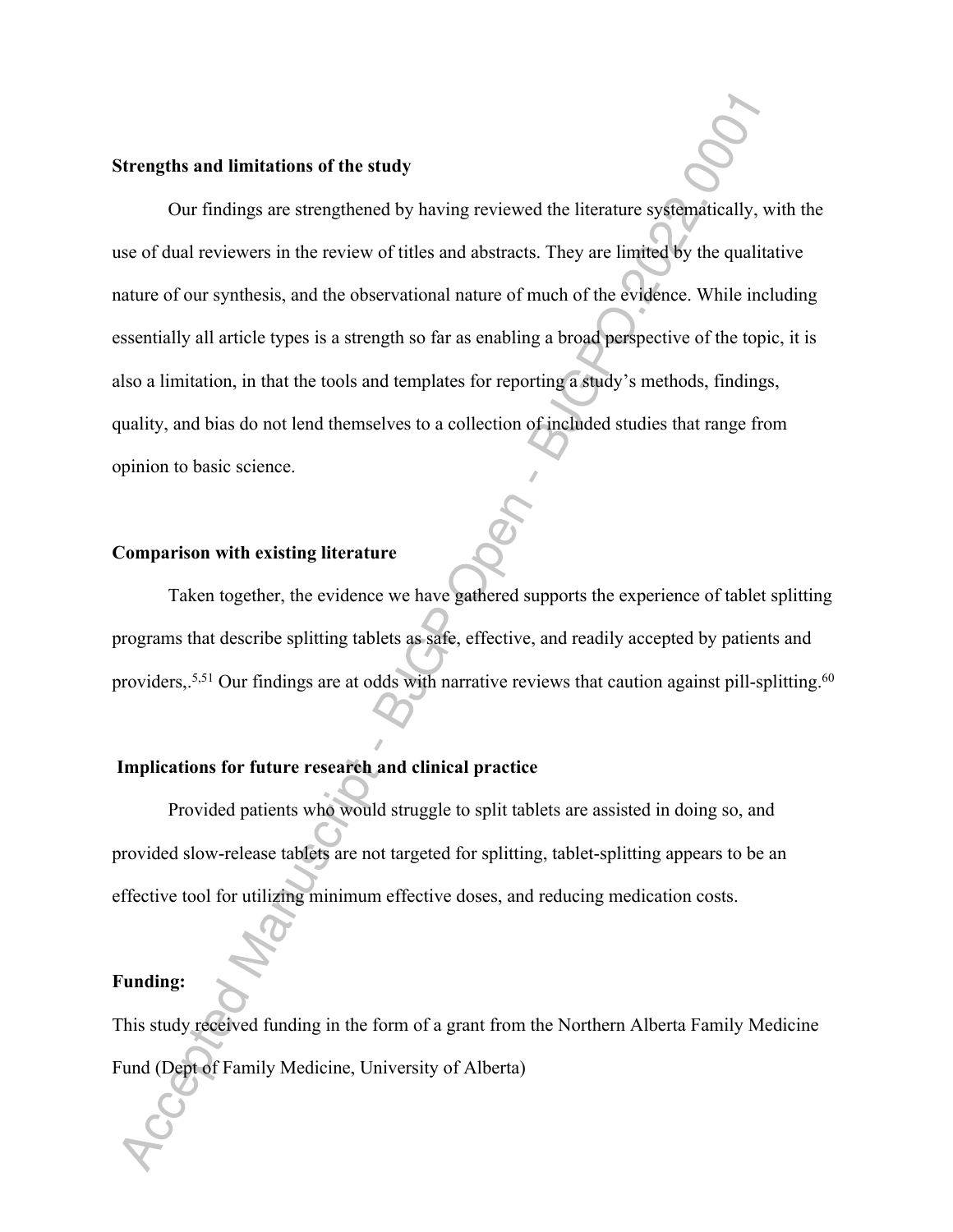### Strengths and limitations of the study

Our findings are strengthened by having reviewed the literature systematically, with the use of dual reviewers in the review of titles and abstracts. They are limited by the qualitative nature of our synthesis, and the observational nature of much of the evidence. While including essentially all article types is a strength so far as enabling a broad perspective of the topic, it is also a limitation, in that the tools and templates for reporting a study's methods, findings, quality, and bias do not lend themselves to a collection of included studies that range from opinion to basic science.

### Comparison with existing literature

Taken together, the evidence we have gathered supports the experience of tablet splitting programs that describe splitting tablets as safe, effective, and readily accepted by patients and providers,.[5,51] Our findings are at odds with narrative reviews that caution against pill-splitting.[60]

### Implications for future research and clinical practice

Provided patients who would struggle to split tablets are assisted in doing so, and provided slow-release tablets are not targeted for splitting, tablet-splitting appears to be an effective tool for utilizing minimum effective doses, and reducing medication costs.

### Funding:

This study received funding in the form of a grant from the Northern Alberta Family Medicine Fund (Dept of Family Medicine, University of Alberta)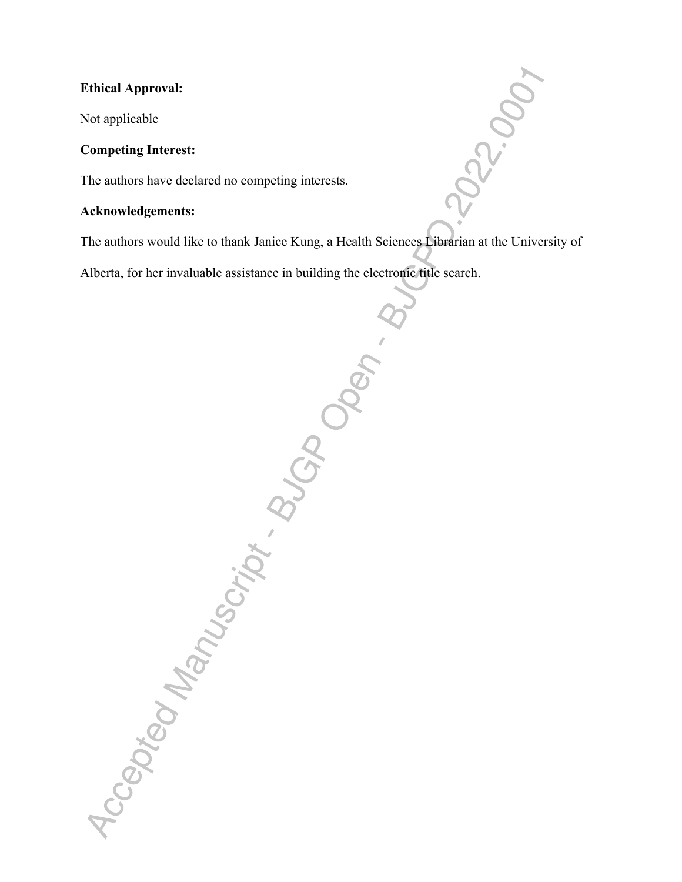**Ethical Approval:**

Not applicable

**Competing Interest:**

The authors have declared no competing interests.

**Acknowledgements:**

The authors would like to thank Janice Kung, a Health Sciences Librarian at the University of Alberta, for her invaluable assistance in building the electronic title search.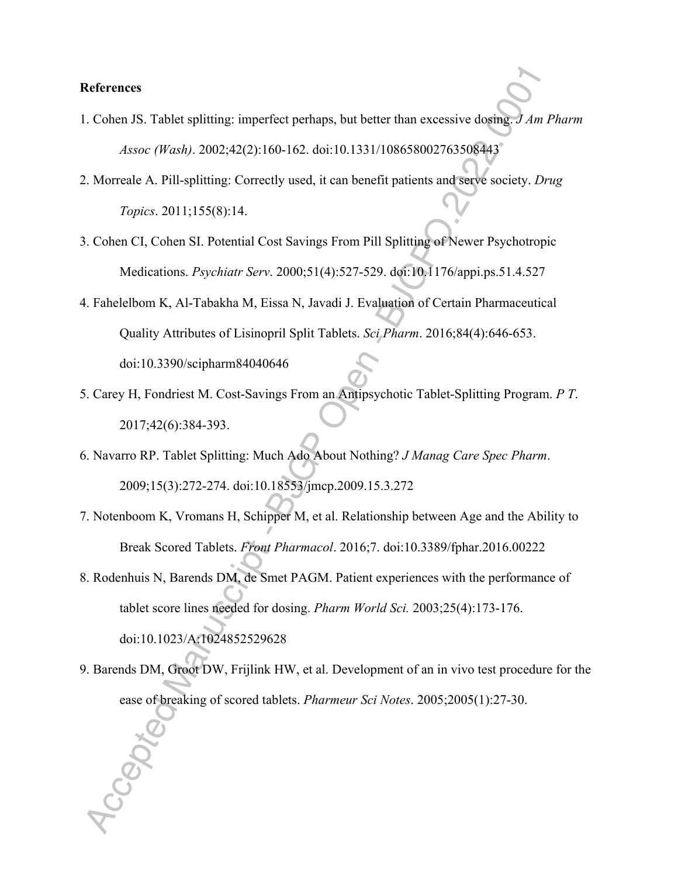**References**

1. Cohen JS. Tablet splitting: imperfect perhaps, but better than excessive dosing. *J Am Pharm Assoc (Wash)*. 2002;42(2):160-162. doi:10.1331/108658002763508443

2. Morreale A. Pill-splitting: Correctly used, it can benefit patients and serve society. *Drug Topics*. 2011;155(8):14.

3. Cohen CI, Cohen SI. Potential Cost Savings From Pill Splitting of Newer Psychotropic Medications. *Psychiatr Serv*. 2000;51(4):527-529. doi:10.1176/appi.ps.51.4.527

4. Fahelelbom K, Al-Tabakha M, Eissa N, Javadi J. Evaluation of Certain Pharmaceutical Quality Attributes of Lisinopril Split Tablets. *Sci Pharm*. 2016;84(4):646-653. doi:10.3390/scipharm84040646

5. Carey H, Fondriest M. Cost-Savings From an Antipsychotic Tablet-Splitting Program. *P T*. 2017;42(6):384-393.

6. Navarro RP. Tablet Splitting: Much Ado About Nothing? *J Manag Care Spec Pharm*. 2009;15(3):272-274. doi:10.18553/jmcp.2009.15.3.272

7. Notenboom K, Vromans H, Schipper M, et al. Relationship between Age and the Ability to Break Scored Tablets. *Front Pharmacol*. 2016;7. doi:10.3389/fphar.2016.00222

8. Rodenhuis N, Barends DM, de Smet PAGM. Patient experiences with the performance of tablet score lines needed for dosing. *Pharm World Sci.* 2003;25(4):173-176. doi:10.1023/A:1024852529628

9. Barends DM, Groot DW, Frijlink HW, et al. Development of an in vivo test procedure for the ease of breaking of scored tablets. *Pharmeur Sci Notes*. 2005;2005(1):27-30.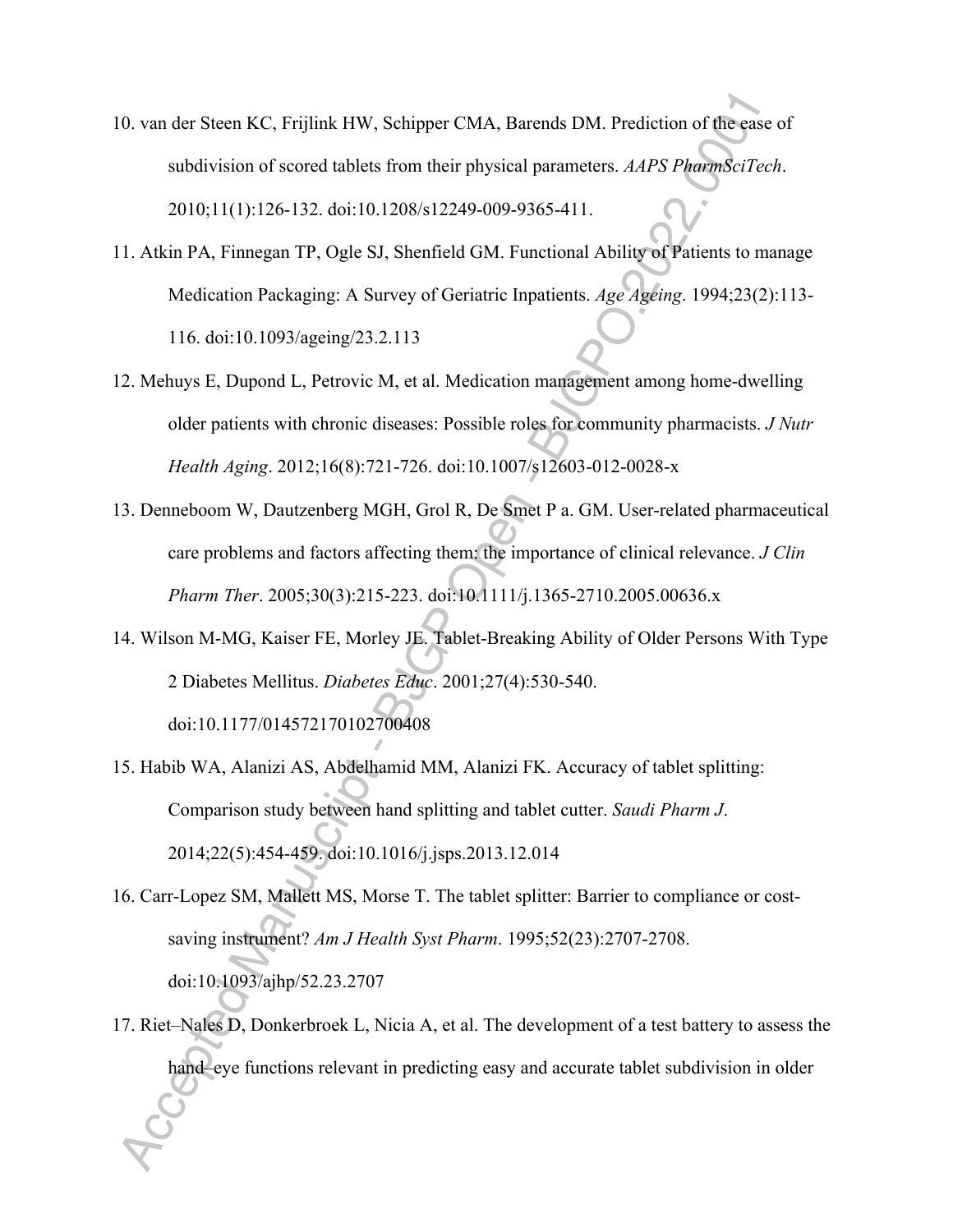10. van der Steen KC, Frijlink HW, Schipper CMA, Barends DM. Prediction of the ease of subdivision of scored tablets from their physical parameters. *AAPS PharmSciTech*. 2010;11(1):126-132. doi:10.1208/s12249-009-9365-411.

11. Atkin PA, Finnegan TP, Ogle SJ, Shenfield GM. Functional Ability of Patients to manage Medication Packaging: A Survey of Geriatric Inpatients. *Age Ageing*. 1994;23(2):113-116. doi:10.1093/ageing/23.2.113

12. Mehuys E, Dupond L, Petrovic M, et al. Medication management among home-dwelling older patients with chronic diseases: Possible roles for community pharmacists. *J Nutr Health Aging*. 2012;16(8):721-726. doi:10.1007/s12603-012-0028-x

13. Denneboom W, Dautzenberg MGH, Grol R, De Smet P a. GM. User-related pharmaceutical care problems and factors affecting them: the importance of clinical relevance. *J Clin Pharm Ther*. 2005;30(3):215-223. doi:10.1111/j.1365-2710.2005.00636.x

14. Wilson M-MG, Kaiser FE, Morley JE. Tablet-Breaking Ability of Older Persons With Type 2 Diabetes Mellitus. *Diabetes Educ*. 2001;27(4):530-540. doi:10.1177/014572170102700408

15. Habib WA, Alanizi AS, Abdelhamid MM, Alanizi FK. Accuracy of tablet splitting: Comparison study between hand splitting and tablet cutter. *Saudi Pharm J*. 2014;22(5):454-459. doi:10.1016/j.jsps.2013.12.014

16. Carr-Lopez SM, Mallett MS, Morse T. The tablet splitter: Barrier to compliance or cost-saving instrument? *Am J Health Syst Pharm*. 1995;52(23):2707-2708. doi:10.1093/ajhp/52.23.2707

17. Riet–Nales D, Donkerbroek L, Nicia A, et al. The development of a test battery to assess the hand–eye functions relevant in predicting easy and accurate tablet subdivision in older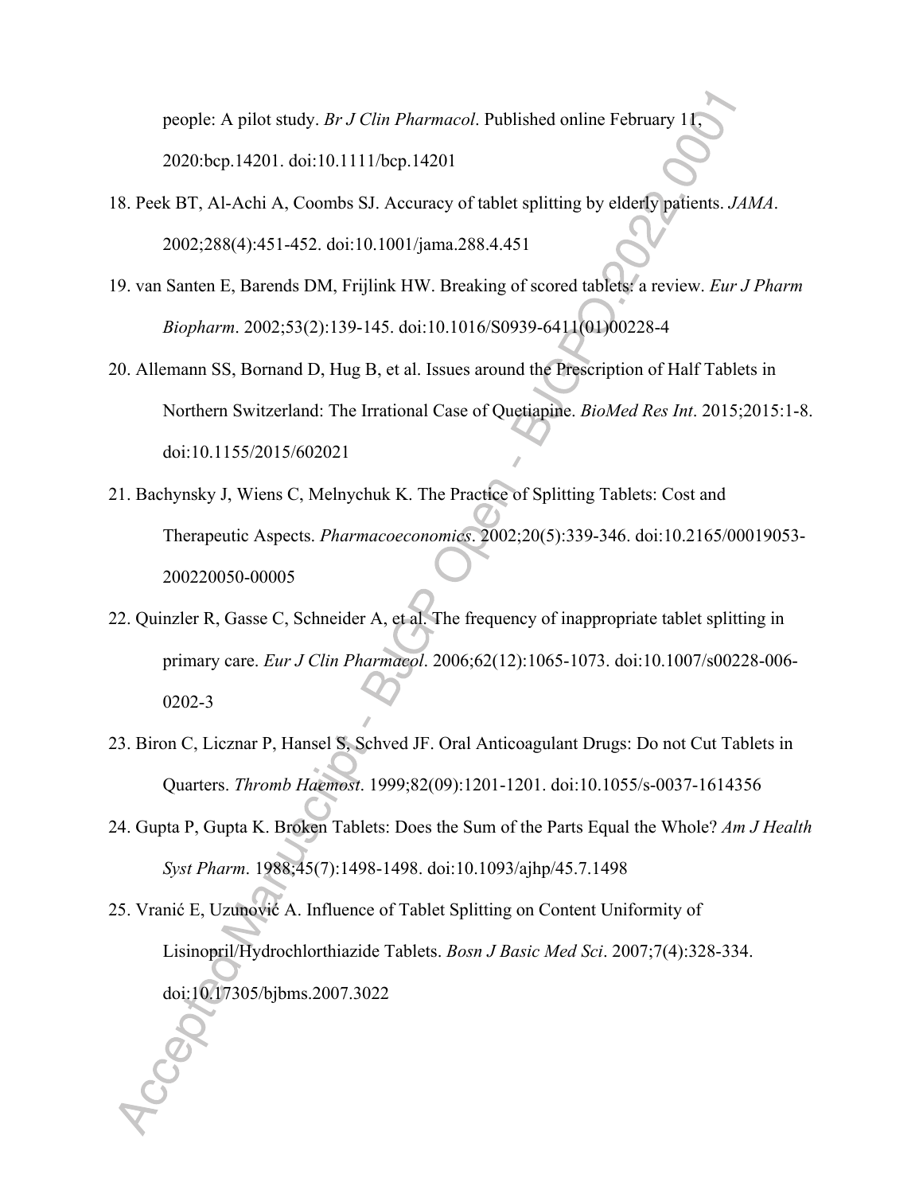people: A pilot study. *Br J Clin Pharmacol*. Published online February 11, 2020:bcp.14201. doi:10.1111/bcp.14201

18. Peek BT, Al-Achi A, Coombs SJ. Accuracy of tablet splitting by elderly patients. *JAMA*. 2002;288(4):451-452. doi:10.1001/jama.288.4.451
19. van Santen E, Barends DM, Frijlink HW. Breaking of scored tablets: a review. *Eur J Pharm Biopharm*. 2002;53(2):139-145. doi:10.1016/S0939-6411(01)00228-4
20. Allemann SS, Bornand D, Hug B, et al. Issues around the Prescription of Half Tablets in Northern Switzerland: The Irrational Case of Quetiapine. *BioMed Res Int*. 2015;2015:1-8. doi:10.1155/2015/602021
21. Bachynsky J, Wiens C, Melnychuk K. The Practice of Splitting Tablets: Cost and Therapeutic Aspects. *Pharmacoeconomics*. 2002;20(5):339-346. doi:10.2165/00019053-200220050-00005
22. Quinzler R, Gasse C, Schneider A, et al. The frequency of inappropriate tablet splitting in primary care. *Eur J Clin Pharmacol*. 2006;62(12):1065-1073. doi:10.1007/s00228-006-0202-3
23. Biron C, Licznar P, Hansel S, Schved JF. Oral Anticoagulant Drugs: Do not Cut Tablets in Quarters. *Thromb Haemost*. 1999;82(09):1201-1201. doi:10.1055/s-0037-1614356
24. Gupta P, Gupta K. Broken Tablets: Does the Sum of the Parts Equal the Whole? *Am J Health Syst Pharm*. 1988;45(7):1498-1498. doi:10.1093/ajhp/45.7.1498
25. Vranić E, Uzunović A. Influence of Tablet Splitting on Content Uniformity of Lisinopril/Hydrochlorthiazide Tablets. *Bosn J Basic Med Sci*. 2007;7(4):328-334. doi:10.17305/bjbms.2007.3022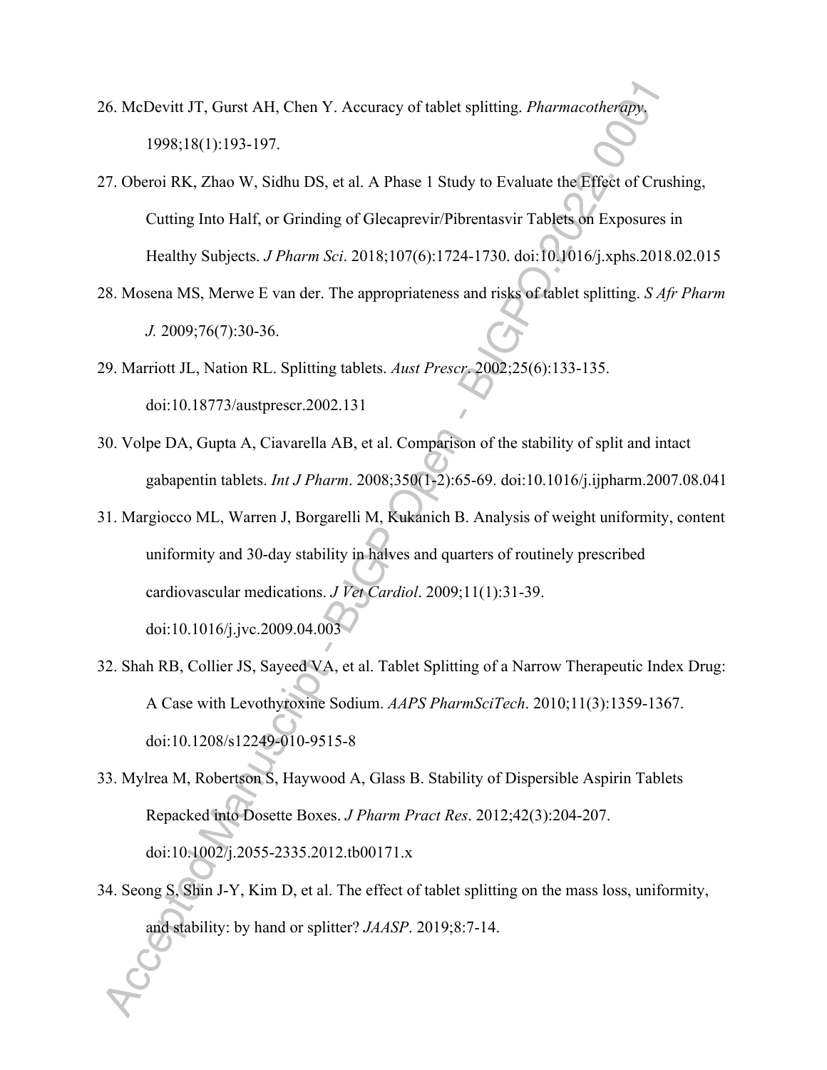26. McDevitt JT, Gurst AH, Chen Y. Accuracy of tablet splitting. *Pharmacotherapy*. 1998;18(1):193-197.

27. Oberoi RK, Zhao W, Sidhu DS, et al. A Phase 1 Study to Evaluate the Effect of Crushing, Cutting Into Half, or Grinding of Glecaprevir/Pibrentasvir Tablets on Exposures in Healthy Subjects. *J Pharm Sci*. 2018;107(6):1724-1730. doi:10.1016/j.xphs.2018.02.015

28. Mosena MS, Merwe E van der. The appropriateness and risks of tablet splitting. *S Afr Pharm J.* 2009;76(7):30-36.

29. Marriott JL, Nation RL. Splitting tablets. *Aust Prescr*. 2002;25(6):133-135. doi:10.18773/austprescr.2002.131

30. Volpe DA, Gupta A, Ciavarella AB, et al. Comparison of the stability of split and intact gabapentin tablets. *Int J Pharm*. 2008;350(1-2):65-69. doi:10.1016/j.ijpharm.2007.08.041

31. Margiocco ML, Warren J, Borgarelli M, Kukanich B. Analysis of weight uniformity, content uniformity and 30-day stability in halves and quarters of routinely prescribed cardiovascular medications. *J Vet Cardiol*. 2009;11(1):31-39. doi:10.1016/j.jvc.2009.04.003

32. Shah RB, Collier JS, Sayeed VA, et al. Tablet Splitting of a Narrow Therapeutic Index Drug: A Case with Levothyroxine Sodium. *AAPS PharmSciTech*. 2010;11(3):1359-1367. doi:10.1208/s12249-010-9515-8

33. Mylrea M, Robertson S, Haywood A, Glass B. Stability of Dispersible Aspirin Tablets Repacked into Dosette Boxes. *J Pharm Pract Res*. 2012;42(3):204-207. doi:10.1002/j.2055-2335.2012.tb00171.x

34. Seong S, Shin J-Y, Kim D, et al. The effect of tablet splitting on the mass loss, uniformity, and stability: by hand or splitter? *JAASP*. 2019;8:7-14.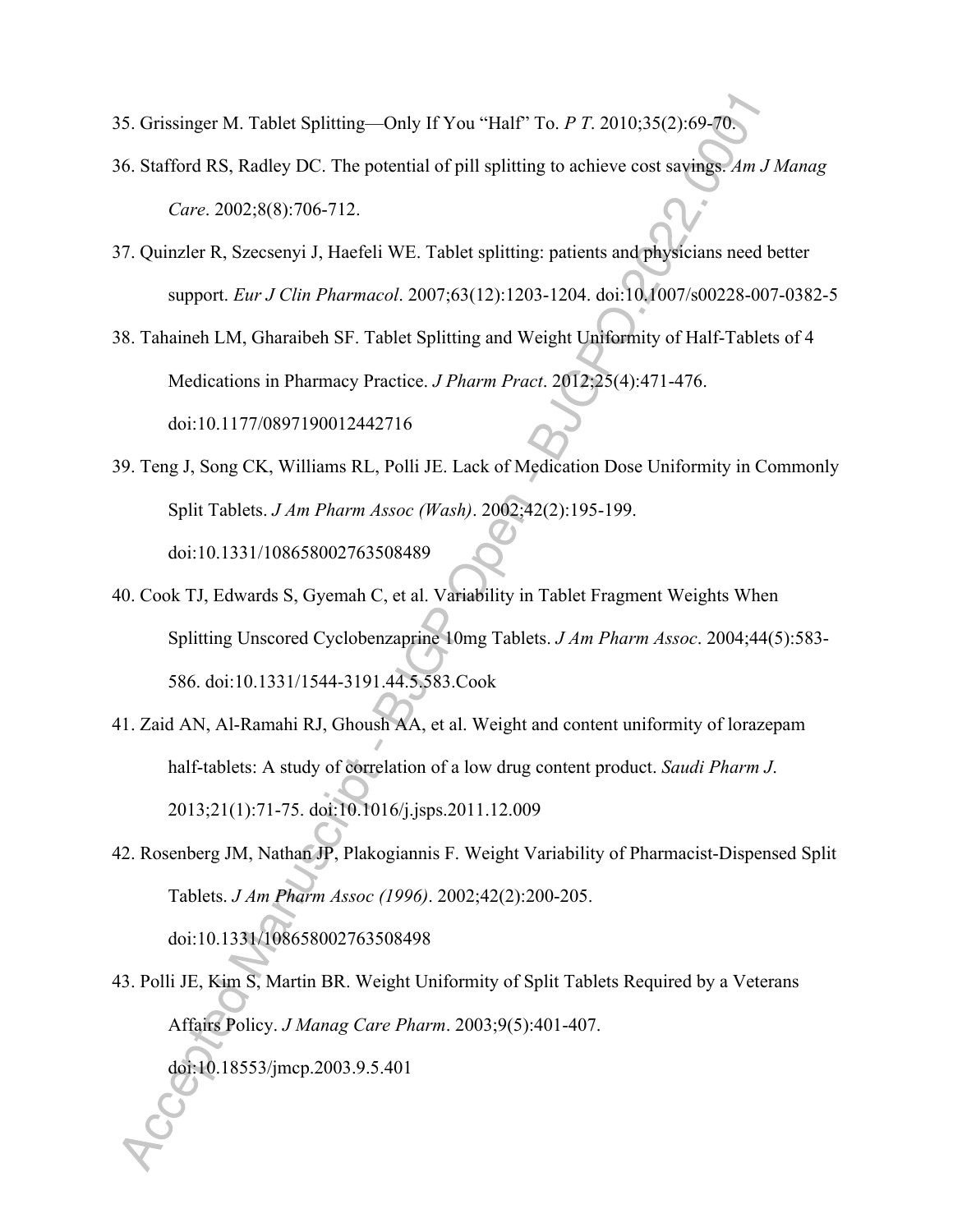35. Grissinger M. Tablet Splitting—Only If You “Half” To. *P T*. 2010;35(2):69-70.

36. Stafford RS, Radley DC. The potential of pill splitting to achieve cost savings. *Am J Manag Care*. 2002;8(8):706-712.

37. Quinzler R, Szecsenyi J, Haefeli WE. Tablet splitting: patients and physicians need better support. *Eur J Clin Pharmacol*. 2007;63(12):1203-1204. doi:10.1007/s00228-007-0382-5

38. Tahaineh LM, Gharaibeh SF. Tablet Splitting and Weight Uniformity of Half-Tablets of 4 Medications in Pharmacy Practice. *J Pharm Pract*. 2012;25(4):471-476. doi:10.1177/0897190012442716

39. Teng J, Song CK, Williams RL, Polli JE. Lack of Medication Dose Uniformity in Commonly Split Tablets. *J Am Pharm Assoc (Wash)*. 2002;42(2):195-199. doi:10.1331/108658002763508489

40. Cook TJ, Edwards S, Gyemah C, et al. Variability in Tablet Fragment Weights When Splitting Unscored Cyclobenzaprine 10mg Tablets. *J Am Pharm Assoc*. 2004;44(5):583-586. doi:10.1331/1544-3191.44.5.583.Cook

41. Zaid AN, Al-Ramahi RJ, Ghoush AA, et al. Weight and content uniformity of lorazepam half-tablets: A study of correlation of a low drug content product. *Saudi Pharm J*. 2013;21(1):71-75. doi:10.1016/j.jsps.2011.12.009

42. Rosenberg JM, Nathan JP, Plakogiannis F. Weight Variability of Pharmacist-Dispensed Split Tablets. *J Am Pharm Assoc (1996)*. 2002;42(2):200-205. doi:10.1331/108658002763508498

43. Polli JE, Kim S, Martin BR. Weight Uniformity of Split Tablets Required by a Veterans Affairs Policy. *J Manag Care Pharm*. 2003;9(5):401-407. doi:10.18553/jmcp.2003.9.5.401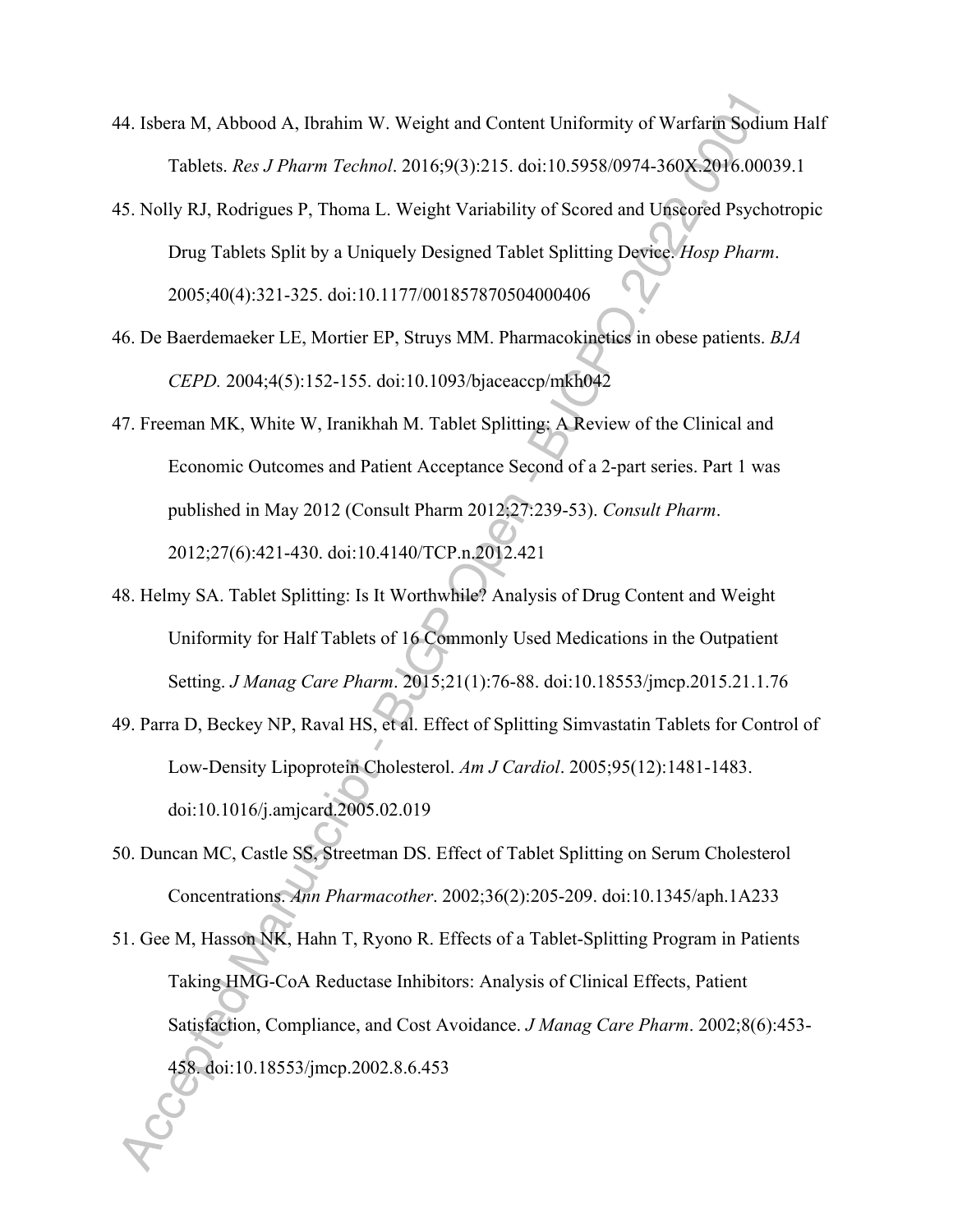44. Isbera M, Abbood A, Ibrahim W. Weight and Content Uniformity of Warfarin Sodium Half Tablets. *Res J Pharm Technol*. 2016;9(3):215. doi:10.5958/0974-360X.2016.00039.1

45. Nolly RJ, Rodrigues P, Thoma L. Weight Variability of Scored and Unscored Psychotropic Drug Tablets Split by a Uniquely Designed Tablet Splitting Device. *Hosp Pharm*. 2005;40(4):321-325. doi:10.1177/001857870504000406

46. De Baerdemaeker LE, Mortier EP, Struys MM. Pharmacokinetics in obese patients. *BJA CEPD.* 2004;4(5):152-155. doi:10.1093/bjaceaccp/mkh042

47. Freeman MK, White W, Iranikhah M. Tablet Splitting: A Review of the Clinical and Economic Outcomes and Patient Acceptance Second of a 2-part series. Part 1 was published in May 2012 (Consult Pharm 2012;27:239-53). *Consult Pharm*. 2012;27(6):421-430. doi:10.4140/TCP.n.2012.421

48. Helmy SA. Tablet Splitting: Is It Worthwhile? Analysis of Drug Content and Weight Uniformity for Half Tablets of 16 Commonly Used Medications in the Outpatient Setting. *J Manag Care Pharm*. 2015;21(1):76-88. doi:10.18553/jmcp.2015.21.1.76

49. Parra D, Beckey NP, Raval HS, et al. Effect of Splitting Simvastatin Tablets for Control of Low-Density Lipoprotein Cholesterol. *Am J Cardiol*. 2005;95(12):1481-1483. doi:10.1016/j.amjcard.2005.02.019

50. Duncan MC, Castle SS, Streetman DS. Effect of Tablet Splitting on Serum Cholesterol Concentrations. *Ann Pharmacother*. 2002;36(2):205-209. doi:10.1345/aph.1A233

51. Gee M, Hasson NK, Hahn T, Ryono R. Effects of a Tablet-Splitting Program in Patients Taking HMG-CoA Reductase Inhibitors: Analysis of Clinical Effects, Patient Satisfaction, Compliance, and Cost Avoidance. *J Manag Care Pharm*. 2002;8(6):453-458. doi:10.18553/jmcp.2002.8.6.453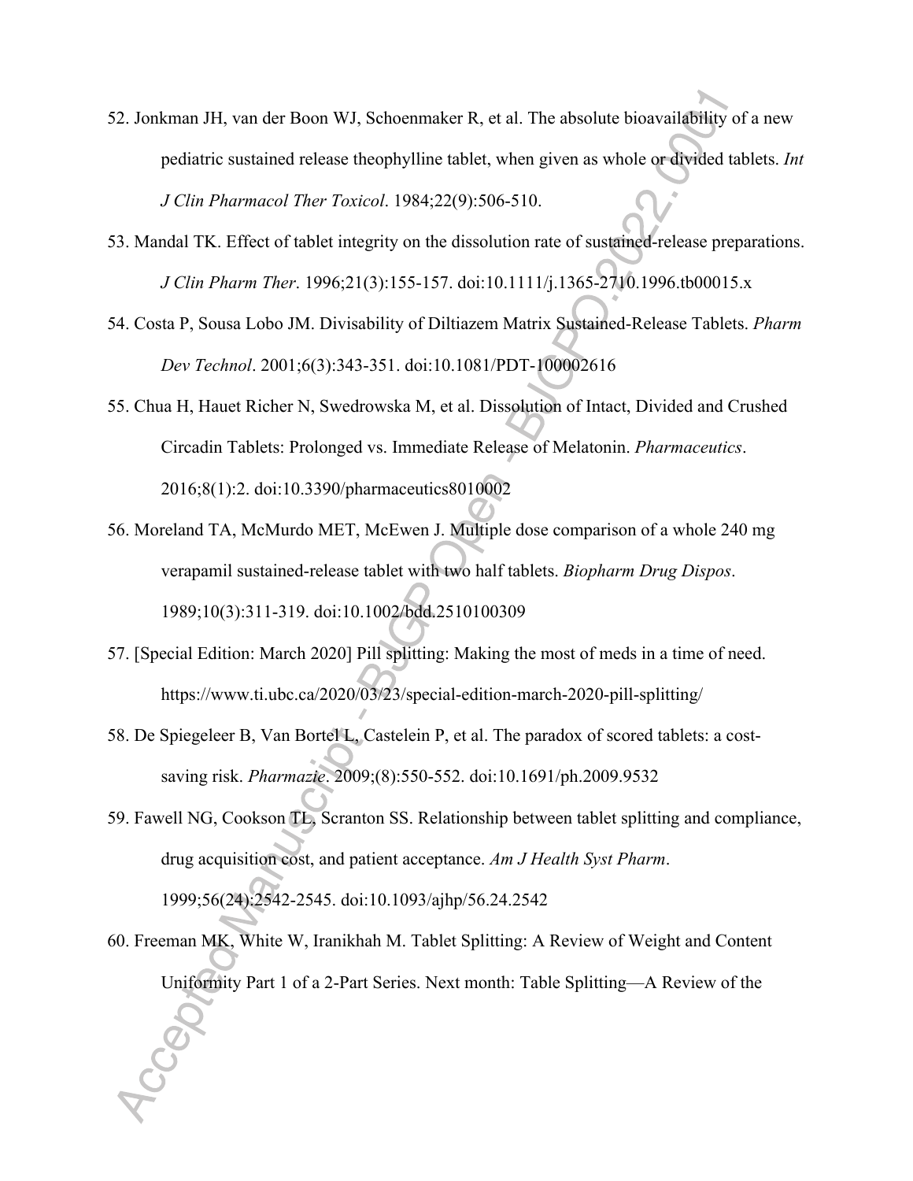52. Jonkman JH, van der Boon WJ, Schoenmaker R, et al. The absolute bioavailability of a new pediatric sustained release theophylline tablet, when given as whole or divided tablets. *Int J Clin Pharmacol Ther Toxicol*. 1984;22(9):506-510.

53. Mandal TK. Effect of tablet integrity on the dissolution rate of sustained-release preparations. *J Clin Pharm Ther*. 1996;21(3):155-157. doi:10.1111/j.1365-2710.1996.tb00015.x

54. Costa P, Sousa Lobo JM. Divisability of Diltiazem Matrix Sustained-Release Tablets. *Pharm Dev Technol*. 2001;6(3):343-351. doi:10.1081/PDT-100002616

55. Chua H, Hauet Richer N, Swedrowska M, et al. Dissolution of Intact, Divided and Crushed Circadin Tablets: Prolonged vs. Immediate Release of Melatonin. *Pharmaceutics*. 2016;8(1):2. doi:10.3390/pharmaceutics8010002

56. Moreland TA, McMurdo MET, McEwen J. Multiple dose comparison of a whole 240 mg verapamil sustained-release tablet with two half tablets. *Biopharm Drug Dispos*. 1989;10(3):311-319. doi:10.1002/bdd.2510100309

57. [Special Edition: March 2020] Pill splitting: Making the most of meds in a time of need. https://www.ti.ubc.ca/2020/03/23/special-edition-march-2020-pill-splitting/

58. De Spiegeleer B, Van Bortel L, Castelein P, et al. The paradox of scored tablets: a cost-saving risk. *Pharmazie*. 2009;(8):550-552. doi:10.1691/ph.2009.9532

59. Fawell NG, Cookson TL, Scranton SS. Relationship between tablet splitting and compliance, drug acquisition cost, and patient acceptance. *Am J Health Syst Pharm*. 1999;56(24):2542-2545. doi:10.1093/ajhp/56.24.2542

60. Freeman MK, White W, Iranikhah M. Tablet Splitting: A Review of Weight and Content Uniformity Part 1 of a 2-Part Series. Next month: Table Splitting—A Review of the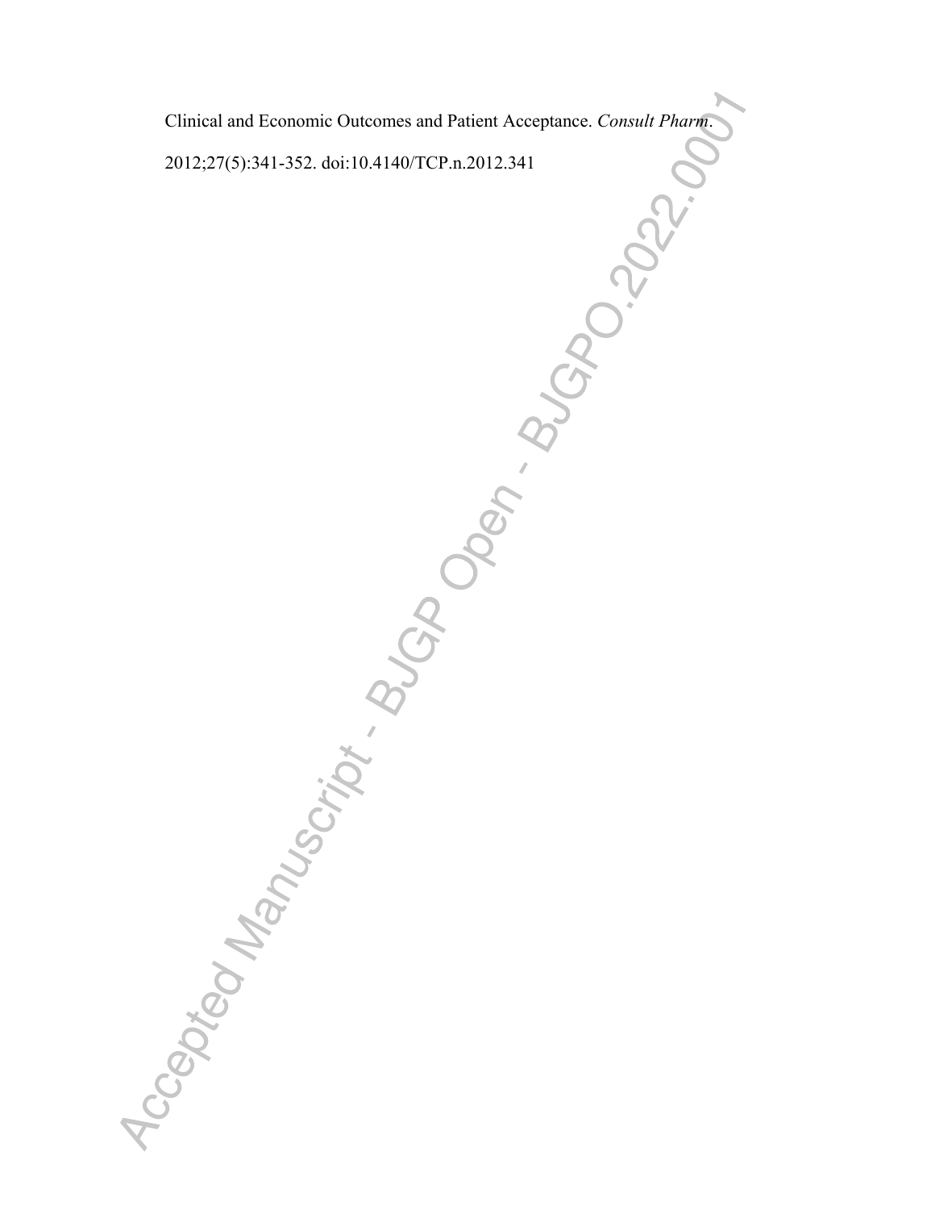Clinical and Economic Outcomes and Patient Acceptance. *Consult Pharm*. 2012;27(5):341-352. doi:10.4140/TCP.n.2012.341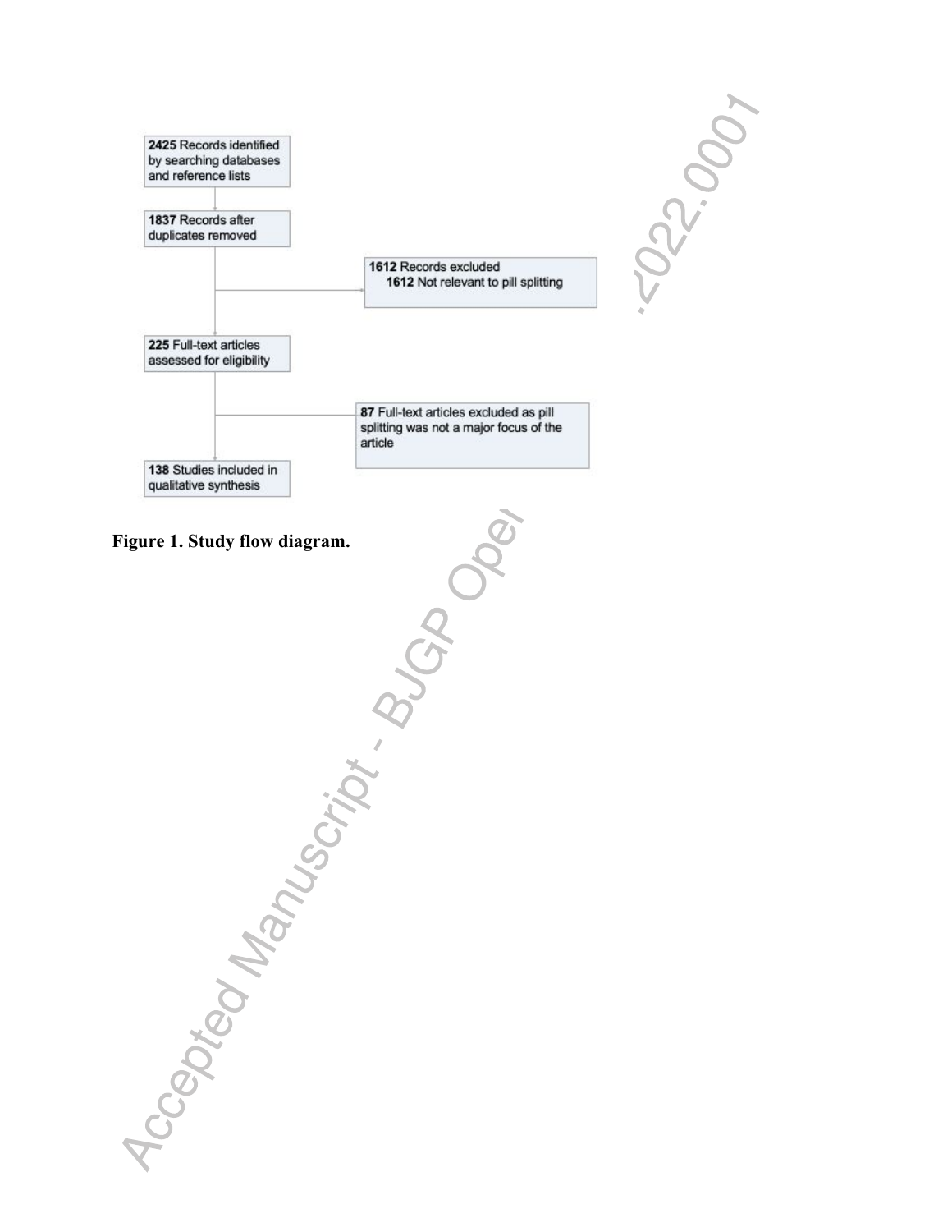**2425** Records identified by searching databases and reference lists

**1837** Records after duplicates removed

**1612** Records excluded
  **1612** Not relevant to pill splitting

**225** Full-text articles assessed for eligibility

**87** Full-text articles excluded as pill splitting was not a major focus of the article

**138** Studies included in qualitative synthesis

**Figure 1. Study flow diagram.**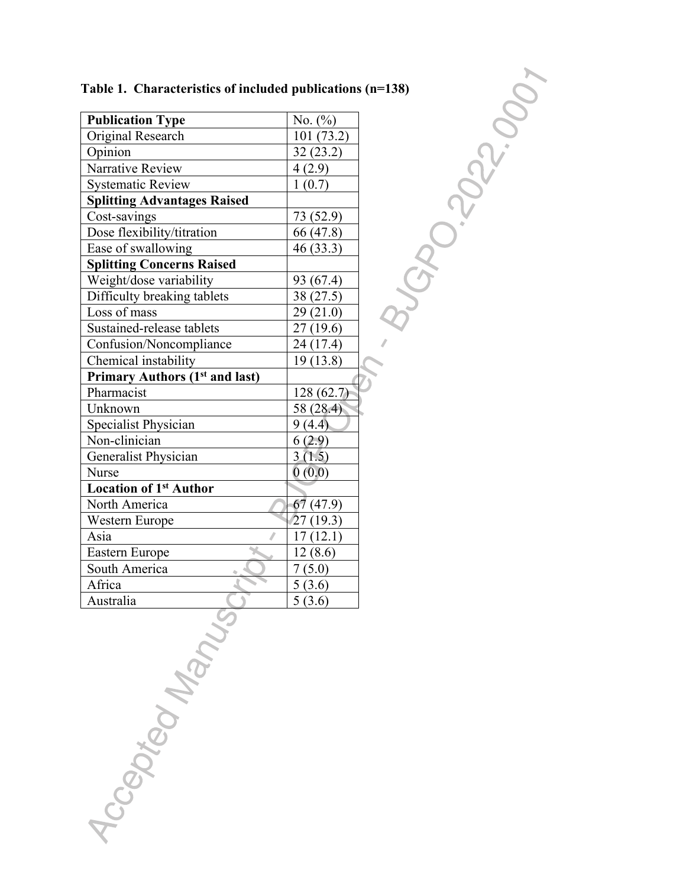**Table 1. Characteristics of included publications (n=138)**

| **Publication Type** | No. (%) |
|---|---|
| Original Research | 101 (73.2) |
| Opinion | 32 (23.2) |
| Narrative Review | 4 (2.9) |
| Systematic Review | 1 (0.7) |
| **Splitting Advantages Raised** | |
| Cost-savings | 73 (52.9) |
| Dose flexibility/titration | 66 (47.8) |
| Ease of swallowing | 46 (33.3) |
| **Splitting Concerns Raised** | |
| Weight/dose variability | 93 (67.4) |
| Difficulty breaking tablets | 38 (27.5) |
| Loss of mass | 29 (21.0) |
| Sustained-release tablets | 27 (19.6) |
| Confusion/Noncompliance | 24 (17.4) |
| Chemical instability | 19 (13.8) |
| **Primary Authors (1st and last)** | |
| Pharmacist | 128 (62.7) |
| Unknown | 58 (28.4) |
| Specialist Physician | 9 (4.4) |
| Non-clinician | 6 (2.9) |
| Generalist Physician | 3 (1.5) |
| Nurse | 0 (0.0) |
| **Location of 1st Author** | |
| North America | 67 (47.9) |
| Western Europe | 27 (19.3) |
| Asia | 17 (12.1) |
| Eastern Europe | 12 (8.6) |
| South America | 7 (5.0) |
| Africa | 5 (3.6) |
| Australia | 5 (3.6) |